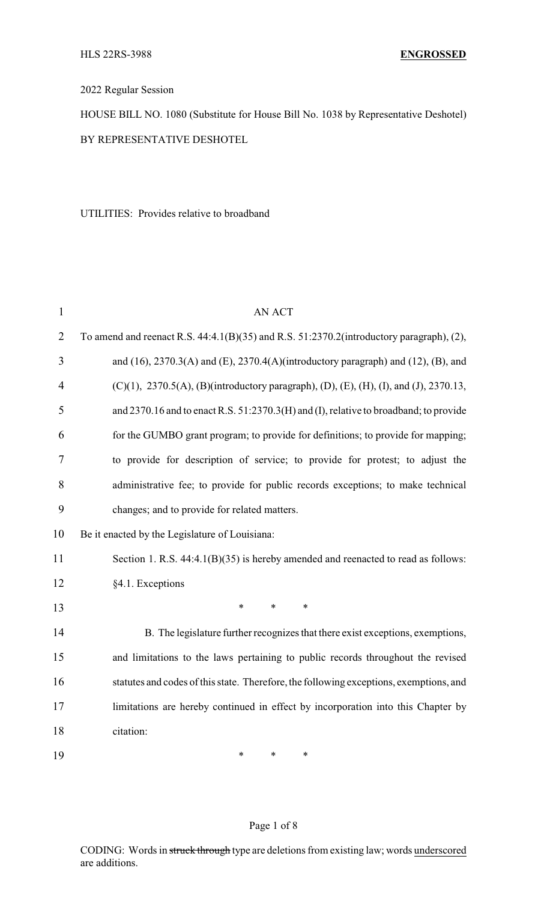HLS 22RS-3988 **ENGROSSED**

2022 Regular Session

HOUSE BILL NO. 1080 (Substitute for House Bill No. 1038 by Representative Deshotel)

BY REPRESENTATIVE DESHOTEL

UTILITIES: Provides relative to broadband

AN ACT

To amend and reenact R.S. 44:4.1(B)(35) and R.S. 51:2370.2(introductory paragraph), (2), and (16), 2370.3(A) and (E), 2370.4(A)(introductory paragraph) and (12), (B), and (C)(1), 2370.5(A), (B)(introductory paragraph), (D), (E), (H), (I), and (J), 2370.13, and 2370.16 and to enact R.S. 51:2370.3(H) and (I), relative to broadband; to provide for the GUMBO grant program; to provide for definitions; to provide for mapping; to provide for description of service; to provide for protest; to adjust the administrative fee; to provide for public records exceptions; to make technical changes; and to provide for related matters.

Be it enacted by the Legislature of Louisiana:

Section 1. R.S. 44:4.1(B)(35) is hereby amended and reenacted to read as follows:

§4.1. Exceptions

\* \* \*

B. The legislature further recognizes that there exist exceptions, exemptions, and limitations to the laws pertaining to public records throughout the revised statutes and codes of this state. Therefore, the following exceptions, exemptions, and limitations are hereby continued in effect by incorporation into this Chapter by citation:

\* \* \*

CODING: Words in ~~struck through~~ type are deletions from existing law; words underscored are additions.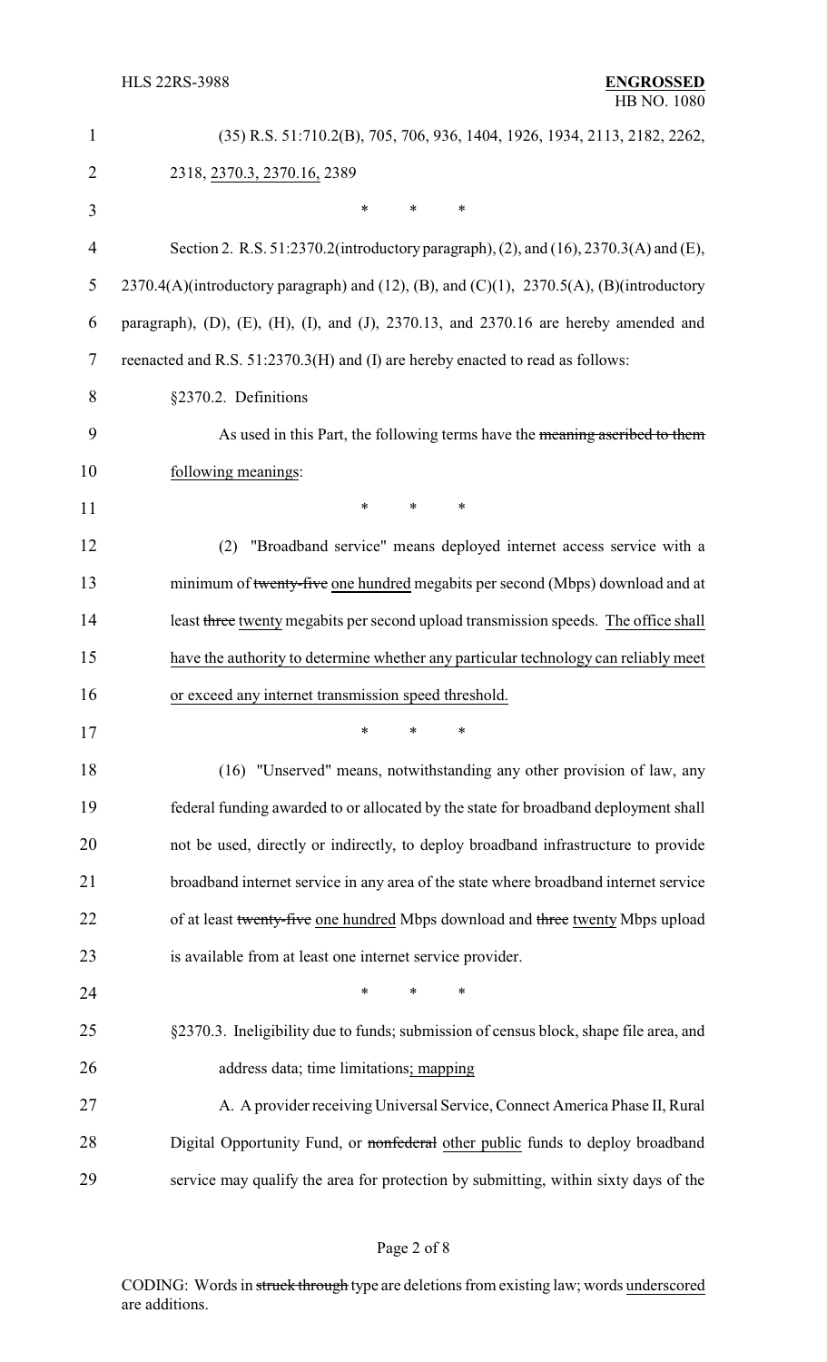(35) R.S. 51:710.2(B), 705, 706, 936, 1404, 1926, 1934, 2113, 2182, 2262, 2318, <u>2370.3, 2370.16,</u> 2389

\* \* \*

Section 2. R.S. 51:2370.2(introductory paragraph), (2), and (16), 2370.3(A) and (E), 2370.4(A)(introductory paragraph) and (12), (B), and (C)(1), 2370.5(A), (B)(introductory paragraph), (D), (E), (H), (I), and (J), 2370.13, and 2370.16 are hereby amended and reenacted and R.S. 51:2370.3(H) and (I) are hereby enacted to read as follows:

§2370.2. Definitions

As used in this Part, the following terms have the ~~meaning ascribed to them~~ <u>following meanings</u>:

\* \* \*

(2) "Broadband service" means deployed internet access service with a minimum of ~~twenty-five~~ <u>one hundred</u> megabits per second (Mbps) download and at least ~~three~~ <u>twenty</u> megabits per second upload transmission speeds. <u>The office shall have the authority to determine whether any particular technology can reliably meet or exceed any internet transmission speed threshold.</u>

\* \* \*

(16) "Unserved" means, notwithstanding any other provision of law, any federal funding awarded to or allocated by the state for broadband deployment shall not be used, directly or indirectly, to deploy broadband infrastructure to provide broadband internet service in any area of the state where broadband internet service of at least ~~twenty-five~~ <u>one hundred</u> Mbps download and ~~three~~ <u>twenty</u> Mbps upload is available from at least one internet service provider.

\* \* \*

§2370.3. Ineligibility due to funds; submission of census block, shape file area, and address data; time limitations<u>; mapping</u>

A. A provider receiving Universal Service, Connect America Phase II, Rural Digital Opportunity Fund, or ~~nonfederal~~ <u>other public</u> funds to deploy broadband service may qualify the area for protection by submitting, within sixty days of the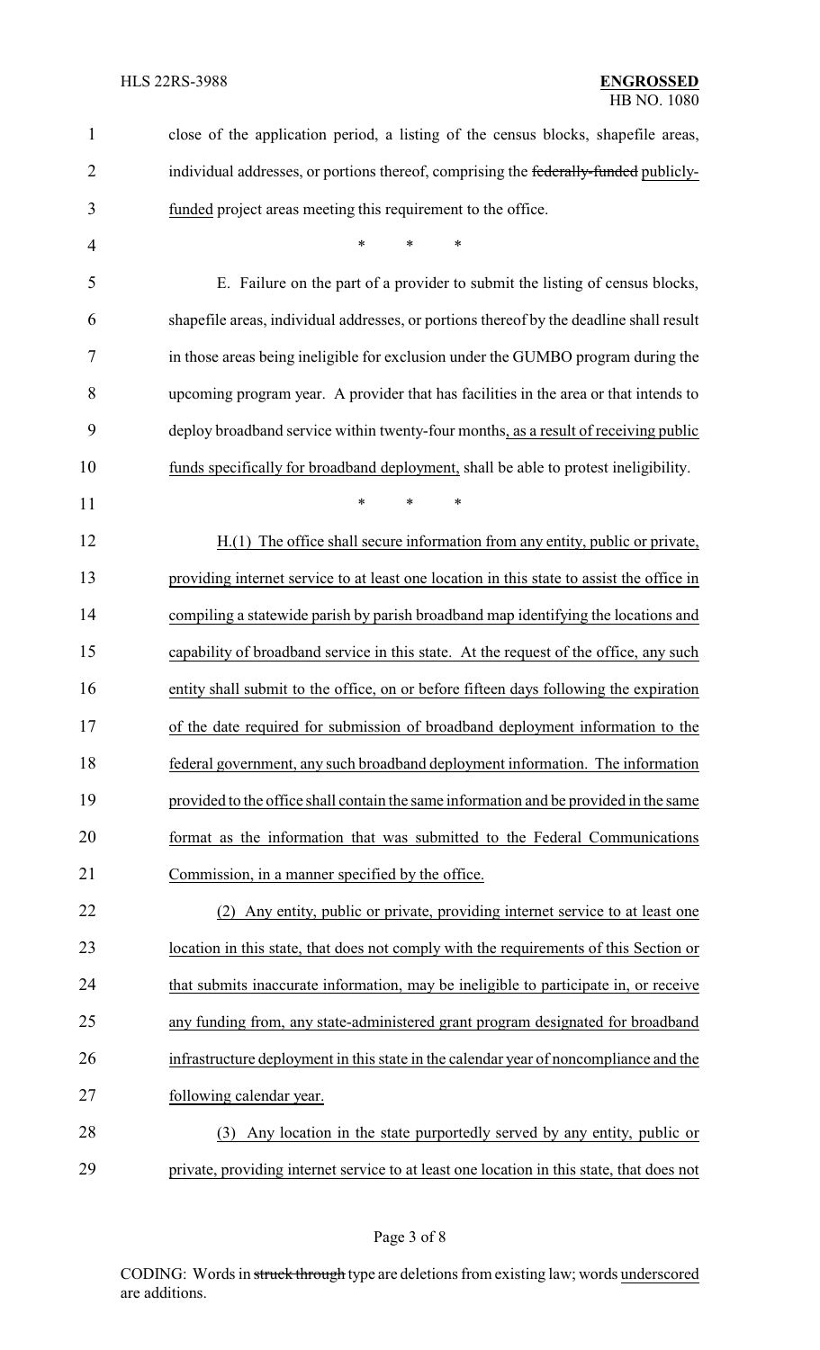close of the application period, a listing of the census blocks, shapefile areas, individual addresses, or portions thereof, comprising the ~~federally-funded~~ publicly-funded project areas meeting this requirement to the office.

\* \* \*

E. Failure on the part of a provider to submit the listing of census blocks, shapefile areas, individual addresses, or portions thereof by the deadline shall result in those areas being ineligible for exclusion under the GUMBO program during the upcoming program year. A provider that has facilities in the area or that intends to deploy broadband service within twenty-four months, as a result of receiving public funds specifically for broadband deployment, shall be able to protest ineligibility.

\* \* \*

H.(1) The office shall secure information from any entity, public or private, providing internet service to at least one location in this state to assist the office in compiling a statewide parish by parish broadband map identifying the locations and capability of broadband service in this state. At the request of the office, any such entity shall submit to the office, on or before fifteen days following the expiration of the date required for submission of broadband deployment information to the federal government, any such broadband deployment information. The information provided to the office shall contain the same information and be provided in the same format as the information that was submitted to the Federal Communications Commission, in a manner specified by the office.

(2) Any entity, public or private, providing internet service to at least one location in this state, that does not comply with the requirements of this Section or that submits inaccurate information, may be ineligible to participate in, or receive any funding from, any state-administered grant program designated for broadband infrastructure deployment in this state in the calendar year of noncompliance and the following calendar year.

(3) Any location in the state purportedly served by any entity, public or private, providing internet service to at least one location in this state, that does not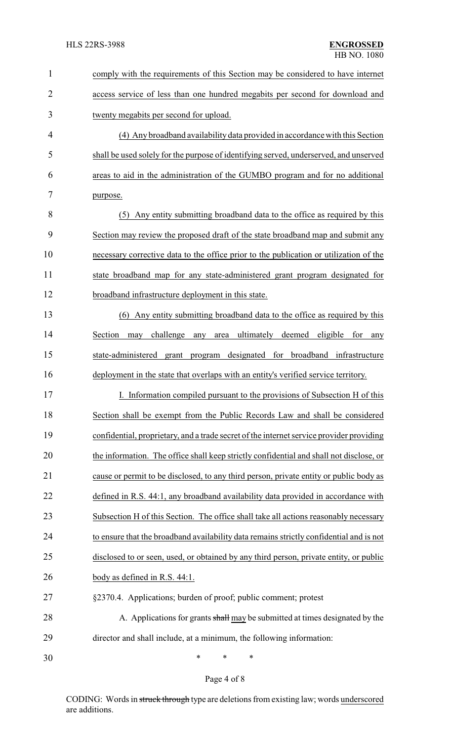comply with the requirements of this Section may be considered to have internet access service of less than one hundred megabits per second for download and twenty megabits per second for upload.

(4) Any broadband availability data provided in accordance with this Section shall be used solely for the purpose of identifying served, underserved, and unserved areas to aid in the administration of the GUMBO program and for no additional purpose.

(5) Any entity submitting broadband data to the office as required by this Section may review the proposed draft of the state broadband map and submit any necessary corrective data to the office prior to the publication or utilization of the state broadband map for any state-administered grant program designated for broadband infrastructure deployment in this state.

(6) Any entity submitting broadband data to the office as required by this Section may challenge any area ultimately deemed eligible for any state-administered grant program designated for broadband infrastructure deployment in the state that overlaps with an entity's verified service territory.

I. Information compiled pursuant to the provisions of Subsection H of this Section shall be exempt from the Public Records Law and shall be considered confidential, proprietary, and a trade secret of the internet service provider providing the information. The office shall keep strictly confidential and shall not disclose, or cause or permit to be disclosed, to any third person, private entity or public body as defined in R.S. 44:1, any broadband availability data provided in accordance with Subsection H of this Section. The office shall take all actions reasonably necessary to ensure that the broadband availability data remains strictly confidential and is not disclosed to or seen, used, or obtained by any third person, private entity, or public body as defined in R.S. 44:1.

§2370.4. Applications; burden of proof; public comment; protest

A. Applications for grants ~~shall~~ may be submitted at times designated by the director and shall include, at a minimum, the following information:

\* \* \*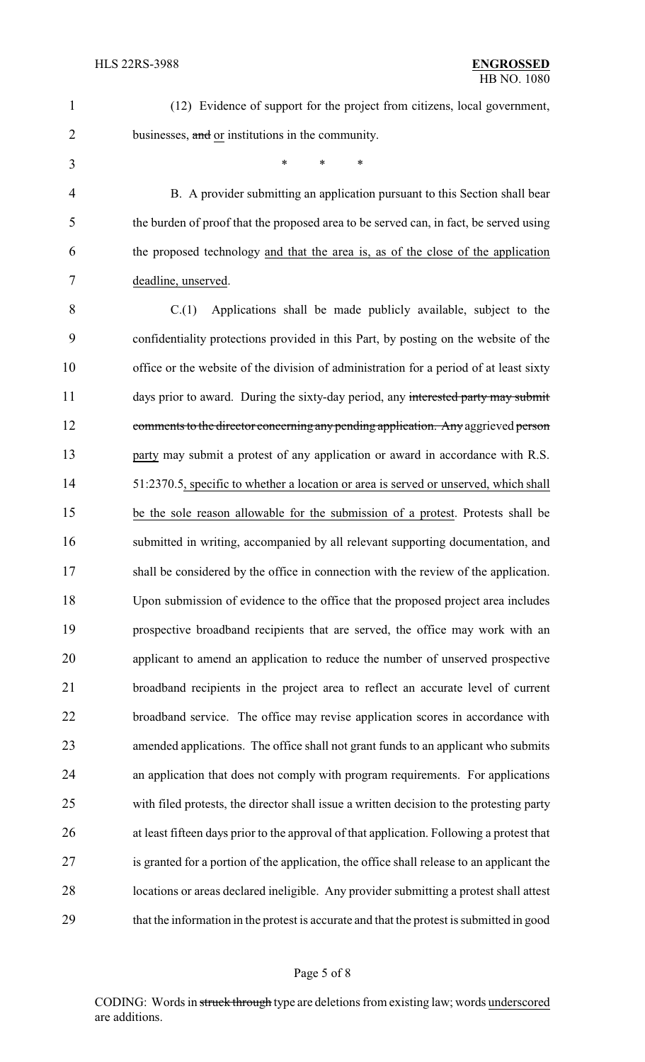(12) Evidence of support for the project from citizens, local government, businesses, ~~and~~ or institutions in the community.

\* \* \*

B. A provider submitting an application pursuant to this Section shall bear the burden of proof that the proposed area to be served can, in fact, be served using the proposed technology and that the area is, as of the close of the application deadline, unserved.

C.(1) Applications shall be made publicly available, subject to the confidentiality protections provided in this Part, by posting on the website of the office or the website of the division of administration for a period of at least sixty days prior to award. During the sixty-day period, any ~~interested party may submit comments to the director concerning any pending application. Any~~ aggrieved ~~person~~ party may submit a protest of any application or award in accordance with R.S. 51:2370.5, specific to whether a location or area is served or unserved, which shall be the sole reason allowable for the submission of a protest. Protests shall be submitted in writing, accompanied by all relevant supporting documentation, and shall be considered by the office in connection with the review of the application. Upon submission of evidence to the office that the proposed project area includes prospective broadband recipients that are served, the office may work with an applicant to amend an application to reduce the number of unserved prospective broadband recipients in the project area to reflect an accurate level of current broadband service. The office may revise application scores in accordance with amended applications. The office shall not grant funds to an applicant who submits an application that does not comply with program requirements. For applications with filed protests, the director shall issue a written decision to the protesting party at least fifteen days prior to the approval of that application. Following a protest that is granted for a portion of the application, the office shall release to an applicant the locations or areas declared ineligible. Any provider submitting a protest shall attest that the information in the protest is accurate and that the protest is submitted in good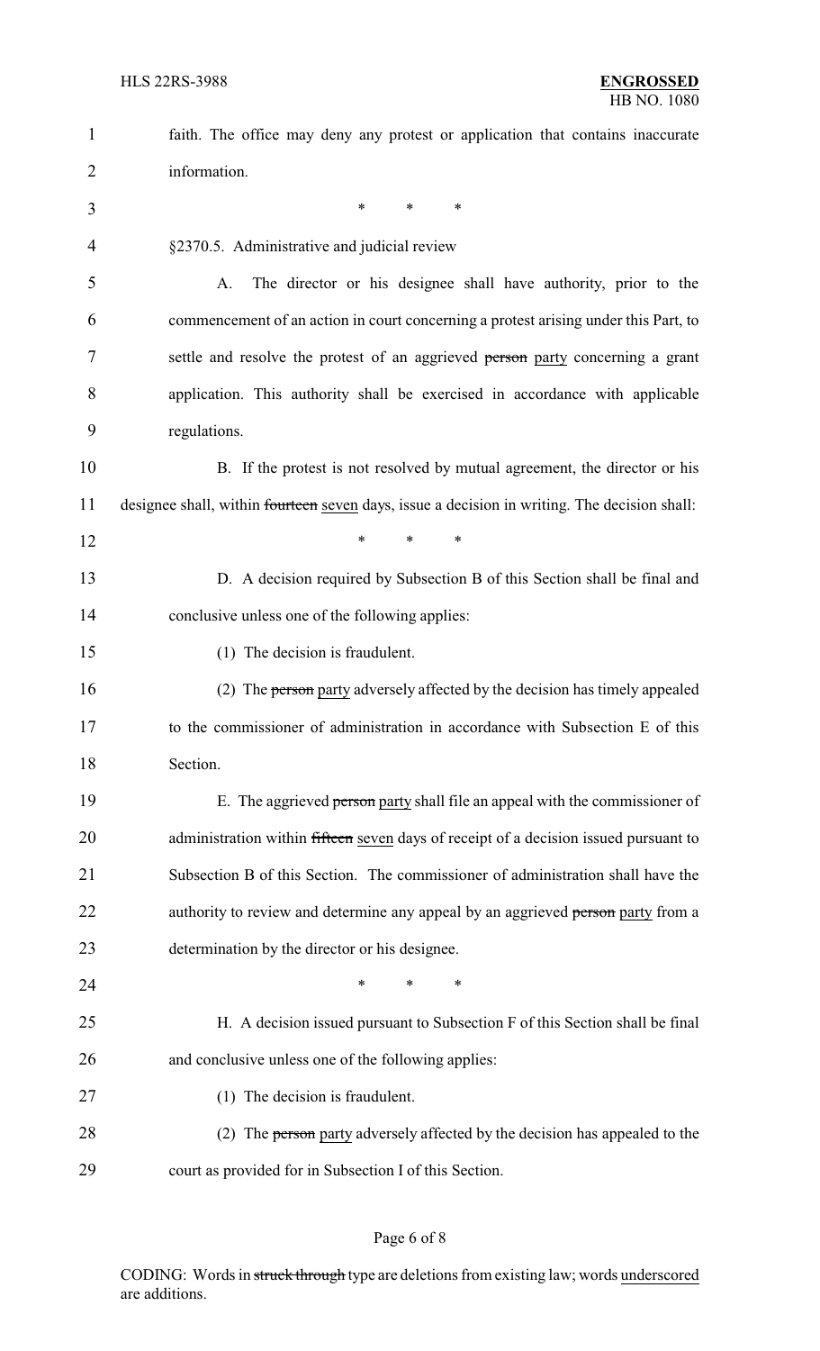faith. The office may deny any protest or application that contains inaccurate information.

\* \* \*

§2370.5. Administrative and judicial review

A. The director or his designee shall have authority, prior to the commencement of an action in court concerning a protest arising under this Part, to settle and resolve the protest of an aggrieved ~~person~~ party concerning a grant application. This authority shall be exercised in accordance with applicable regulations.

B. If the protest is not resolved by mutual agreement, the director or his designee shall, within ~~fourteen~~ seven days, issue a decision in writing. The decision shall:

\* \* \*

D. A decision required by Subsection B of this Section shall be final and conclusive unless one of the following applies:

(1) The decision is fraudulent.

(2) The ~~person~~ party adversely affected by the decision has timely appealed to the commissioner of administration in accordance with Subsection E of this Section.

E. The aggrieved ~~person~~ party shall file an appeal with the commissioner of administration within ~~fifteen~~ seven days of receipt of a decision issued pursuant to Subsection B of this Section. The commissioner of administration shall have the authority to review and determine any appeal by an aggrieved ~~person~~ party from a determination by the director or his designee.

\* \* \*

H. A decision issued pursuant to Subsection F of this Section shall be final and conclusive unless one of the following applies:

(1) The decision is fraudulent.

(2) The ~~person~~ party adversely affected by the decision has appealed to the court as provided for in Subsection I of this Section.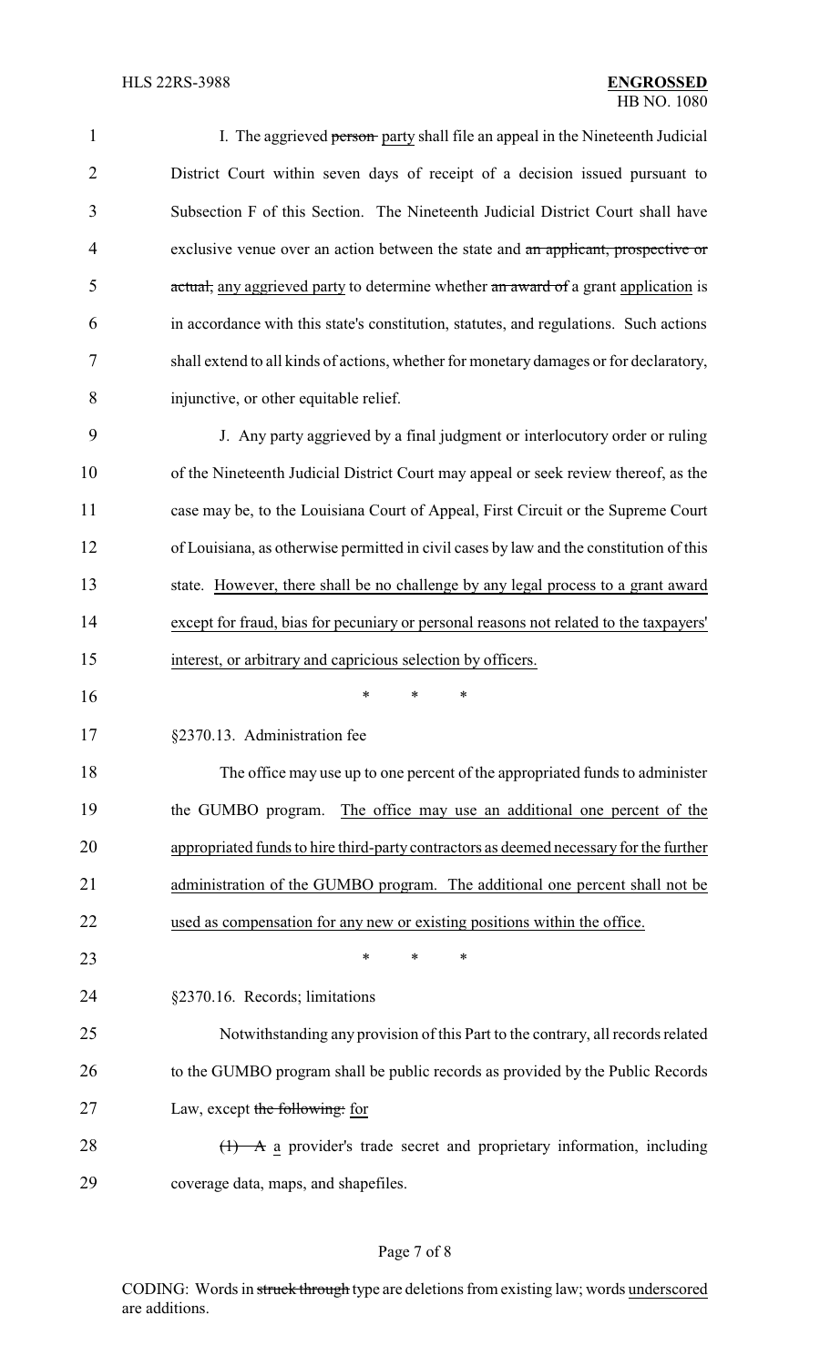I. The aggrieved ~~person~~ party shall file an appeal in the Nineteenth Judicial District Court within seven days of receipt of a decision issued pursuant to Subsection F of this Section. The Nineteenth Judicial District Court shall have exclusive venue over an action between the state and ~~an applicant, prospective or actual,~~ any aggrieved party to determine whether ~~an award of~~ a grant application is in accordance with this state's constitution, statutes, and regulations. Such actions shall extend to all kinds of actions, whether for monetary damages or for declaratory, injunctive, or other equitable relief.

J. Any party aggrieved by a final judgment or interlocutory order or ruling of the Nineteenth Judicial District Court may appeal or seek review thereof, as the case may be, to the Louisiana Court of Appeal, First Circuit or the Supreme Court of Louisiana, as otherwise permitted in civil cases by law and the constitution of this state. <u>However, there shall be no challenge by any legal process to a grant award except for fraud, bias for pecuniary or personal reasons not related to the taxpayers' interest, or arbitrary and capricious selection by officers.</u>

\* \* \*

§2370.13. Administration fee

The office may use up to one percent of the appropriated funds to administer the GUMBO program. <u>The office may use an additional one percent of the appropriated funds to hire third-party contractors as deemed necessary for the further administration of the GUMBO program. The additional one percent shall not be used as compensation for any new or existing positions within the office.</u>

\* \* \*

§2370.16. Records; limitations

Notwithstanding any provision of this Part to the contrary, all records related to the GUMBO program shall be public records as provided by the Public Records Law, except ~~the following:~~ <u>for</u>

~~(1) A~~ <u>a</u> provider's trade secret and proprietary information, including coverage data, maps, and shapefiles.

CODING: Words in ~~struck through~~ type are deletions from existing law; words <u>underscored</u> are additions.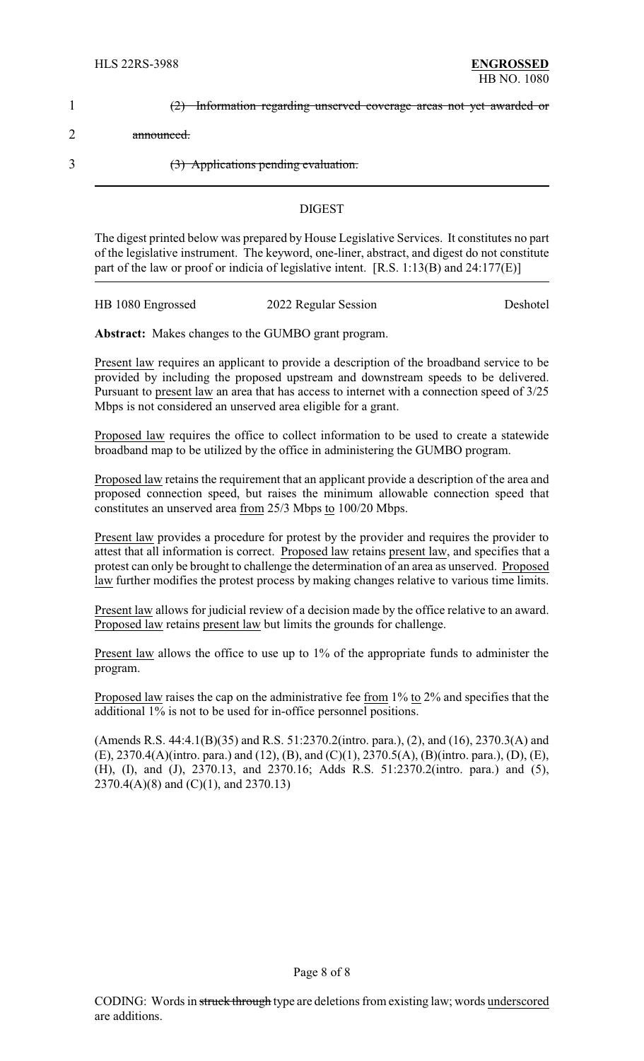(2) ~~Information regarding unserved coverage areas not yet awarded or announced.~~

(3) ~~Applications pending evaluation.~~

## DIGEST

The digest printed below was prepared by House Legislative Services. It constitutes no part of the legislative instrument. The keyword, one-liner, abstract, and digest do not constitute part of the law or proof or indicia of legislative intent. [R.S. 1:13(B) and 24:177(E)]

HB 1080 Engrossed | 2022 Regular Session | Deshotel

**Abstract:** Makes changes to the GUMBO grant program.

Present law requires an applicant to provide a description of the broadband service to be provided by including the proposed upstream and downstream speeds to be delivered. Pursuant to present law an area that has access to internet with a connection speed of 3/25 Mbps is not considered an unserved area eligible for a grant.

Proposed law requires the office to collect information to be used to create a statewide broadband map to be utilized by the office in administering the GUMBO program.

Proposed law retains the requirement that an applicant provide a description of the area and proposed connection speed, but raises the minimum allowable connection speed that constitutes an unserved area from 25/3 Mbps to 100/20 Mbps.

Present law provides a procedure for protest by the provider and requires the provider to attest that all information is correct. Proposed law retains present law, and specifies that a protest can only be brought to challenge the determination of an area as unserved. Proposed law further modifies the protest process by making changes relative to various time limits.

Present law allows for judicial review of a decision made by the office relative to an award. Proposed law retains present law but limits the grounds for challenge.

Present law allows the office to use up to 1% of the appropriate funds to administer the program.

Proposed law raises the cap on the administrative fee from 1% to 2% and specifies that the additional 1% is not to be used for in-office personnel positions.

(Amends R.S. 44:4.1(B)(35) and R.S. 51:2370.2(intro. para.), (2), and (16), 2370.3(A) and (E), 2370.4(A)(intro. para.) and (12), (B), and (C)(1), 2370.5(A), (B)(intro. para.), (D), (E), (H), (I), and (J), 2370.13, and 2370.16; Adds R.S. 51:2370.2(intro. para.) and (5), 2370.4(A)(8) and (C)(1), and 2370.13)

CODING: Words in ~~struck through~~ type are deletions from existing law; words underscored are additions.